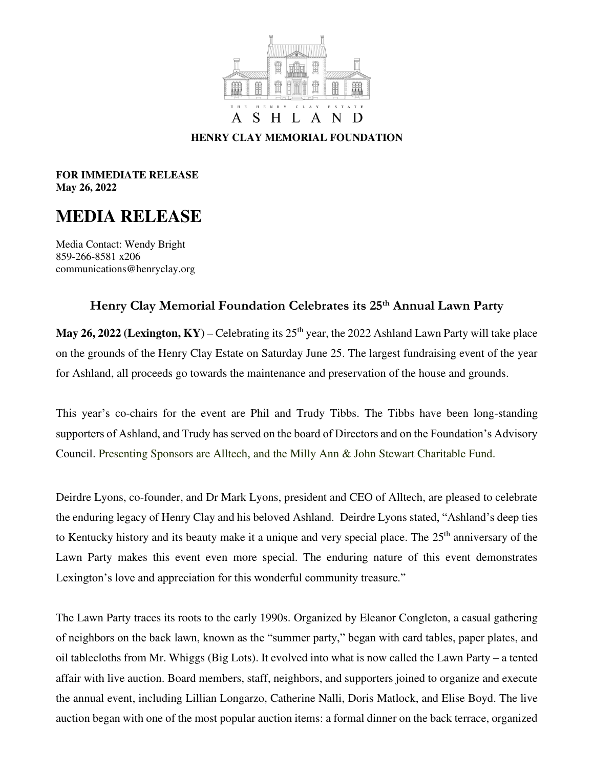THE HENRY CLAY ESTATE
ASHLAND

**HENRY CLAY MEMORIAL FOUNDATION**

**FOR IMMEDIATE RELEASE**
**May 26, 2022**

# MEDIA RELEASE

Media Contact: Wendy Bright
859-266-8581 x206
communications@henryclay.org

## Henry Clay Memorial Foundation Celebrates its 25th Annual Lawn Party

**May 26, 2022 (Lexington, KY) –** Celebrating its 25th year, the 2022 Ashland Lawn Party will take place on the grounds of the Henry Clay Estate on Saturday June 25. The largest fundraising event of the year for Ashland, all proceeds go towards the maintenance and preservation of the house and grounds.

This year's co-chairs for the event are Phil and Trudy Tibbs. The Tibbs have been long-standing supporters of Ashland, and Trudy has served on the board of Directors and on the Foundation's Advisory Council. Presenting Sponsors are Alltech, and the Milly Ann & John Stewart Charitable Fund.

Deirdre Lyons, co-founder, and Dr Mark Lyons, president and CEO of Alltech, are pleased to celebrate the enduring legacy of Henry Clay and his beloved Ashland. Deirdre Lyons stated, "Ashland's deep ties to Kentucky history and its beauty make it a unique and very special place. The 25th anniversary of the Lawn Party makes this event even more special. The enduring nature of this event demonstrates Lexington's love and appreciation for this wonderful community treasure."

The Lawn Party traces its roots to the early 1990s. Organized by Eleanor Congleton, a casual gathering of neighbors on the back lawn, known as the "summer party," began with card tables, paper plates, and oil tablecloths from Mr. Whiggs (Big Lots). It evolved into what is now called the Lawn Party – a tented affair with live auction. Board members, staff, neighbors, and supporters joined to organize and execute the annual event, including Lillian Longarzo, Catherine Nalli, Doris Matlock, and Elise Boyd. The live auction began with one of the most popular auction items: a formal dinner on the back terrace, organized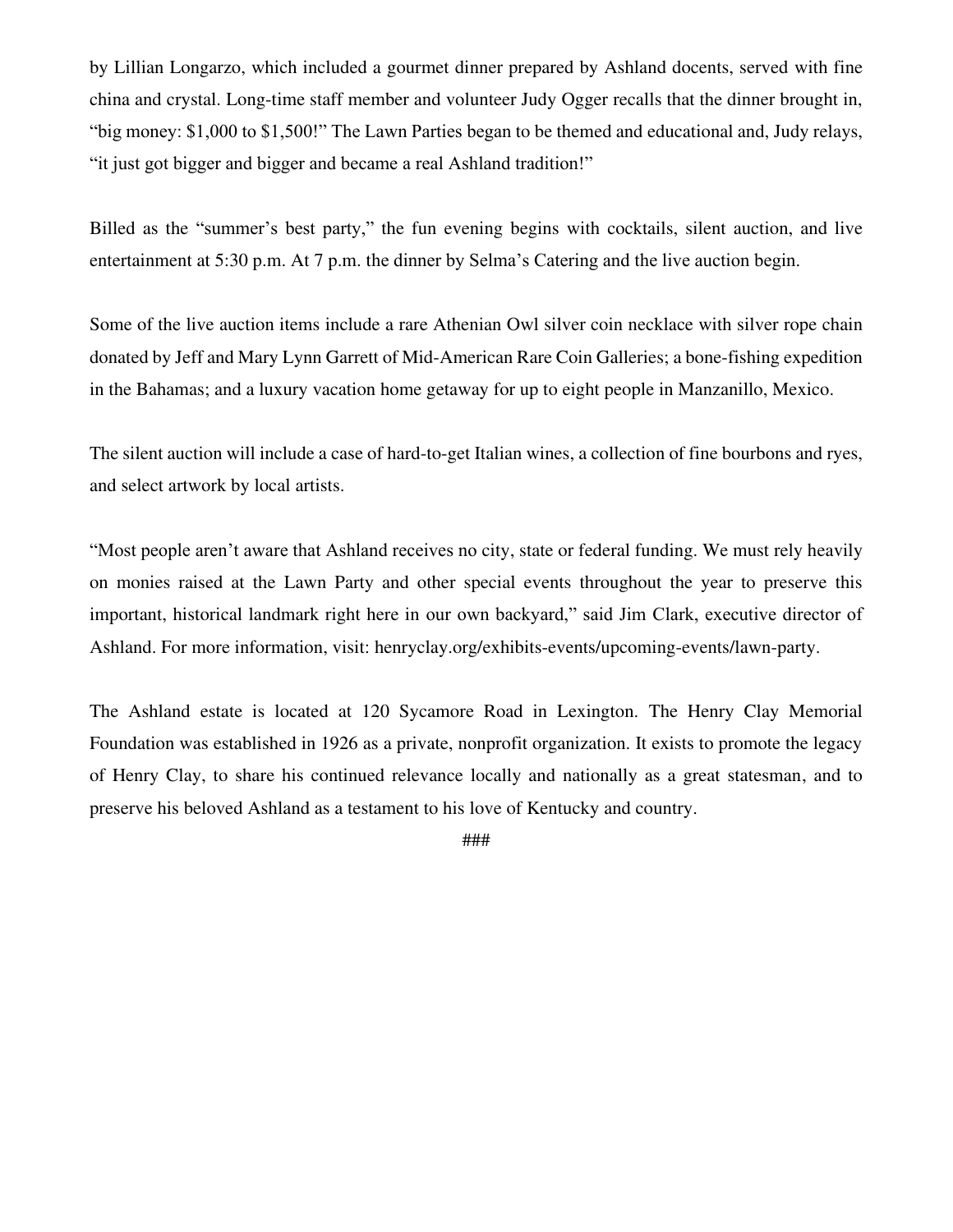by Lillian Longarzo, which included a gourmet dinner prepared by Ashland docents, served with fine china and crystal. Long-time staff member and volunteer Judy Ogger recalls that the dinner brought in, "big money: $1,000 to $1,500!" The Lawn Parties began to be themed and educational and, Judy relays, "it just got bigger and bigger and became a real Ashland tradition!"

Billed as the "summer's best party," the fun evening begins with cocktails, silent auction, and live entertainment at 5:30 p.m. At 7 p.m. the dinner by Selma's Catering and the live auction begin.

Some of the live auction items include a rare Athenian Owl silver coin necklace with silver rope chain donated by Jeff and Mary Lynn Garrett of Mid-American Rare Coin Galleries; a bone-fishing expedition in the Bahamas; and a luxury vacation home getaway for up to eight people in Manzanillo, Mexico.

The silent auction will include a case of hard-to-get Italian wines, a collection of fine bourbons and ryes, and select artwork by local artists.

"Most people aren't aware that Ashland receives no city, state or federal funding. We must rely heavily on monies raised at the Lawn Party and other special events throughout the year to preserve this important, historical landmark right here in our own backyard," said Jim Clark, executive director of Ashland. For more information, visit: henryclay.org/exhibits-events/upcoming-events/lawn-party.

The Ashland estate is located at 120 Sycamore Road in Lexington. The Henry Clay Memorial Foundation was established in 1926 as a private, nonprofit organization. It exists to promote the legacy of Henry Clay, to share his continued relevance locally and nationally as a great statesman, and to preserve his beloved Ashland as a testament to his love of Kentucky and country.

###